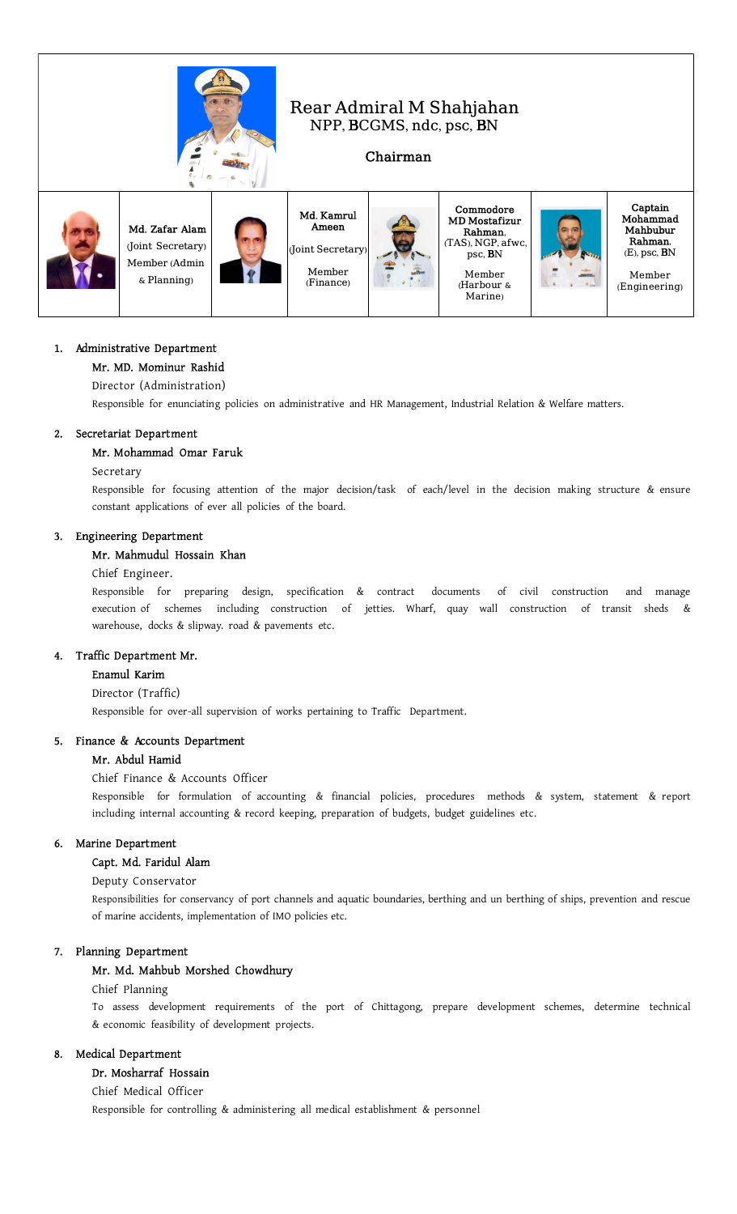| | Rear Admiral M Shahjahan<br>NPP, BCGMS, ndc, psc, BN<br><br>Chairman | | | | | | |
|---|---|---|---|---|---|---|---|
| | Md. Zafar Alam<br>(Joint Secretary)<br>Member (Admin & Planning) | | Md. Kamrul Ameen<br>(Joint Secretary)<br>Member (Finance) | | Commodore MD Mostafizur Rahman, (TAS), NGP, afwc, psc, BN<br>Member (Harbour & Marine) | | Captain Mohammad Mahbubur Rahman, (E), psc, BN<br>Member (Engineering) |

1. Administrative Department

   Mr. MD. Mominur Rashid

   Director (Administration)

   Responsible for enunciating policies on administrative and HR Management, Industrial Relation & Welfare matters.

2. Secretariat Department

   Mr. Mohammad Omar Faruk

   Secretary

   Responsible for focusing attention of the major decision/task of each/level in the decision making structure & ensure constant applications of ever all policies of the board.

3. Engineering Department

   Mr. Mahmudul Hossain Khan

   Chief Engineer.

   Responsible for preparing design, specification & contract documents of civil construction and manage execution of schemes including construction of jetties. Wharf, quay wall construction of transit sheds & warehouse, docks & slipway. road & pavements etc.

4. Traffic Department Mr.

   Enamul Karim

   Director (Traffic)

   Responsible for over-all supervision of works pertaining to Traffic Department.

5. Finance & Accounts Department

   Mr. Abdul Hamid

   Chief Finance & Accounts Officer

   Responsible for formulation of accounting & financial policies, procedures methods & system, statement & report including internal accounting & record keeping, preparation of budgets, budget guidelines etc.

6. Marine Department

   Capt. Md. Faridul Alam

   Deputy Conservator

   Responsibilities for conservancy of port channels and aquatic boundaries, berthing and un berthing of ships, prevention and rescue of marine accidents, implementation of IMO policies etc.

7. Planning Department

   Mr. Md. Mahbub Morshed Chowdhury

   Chief Planning

   To assess development requirements of the port of Chittagong, prepare development schemes, determine technical & economic feasibility of development projects.

8. Medical Department

   Dr. Mosharraf Hossain

   Chief Medical Officer

   Responsible for controlling & administering all medical establishment & personnel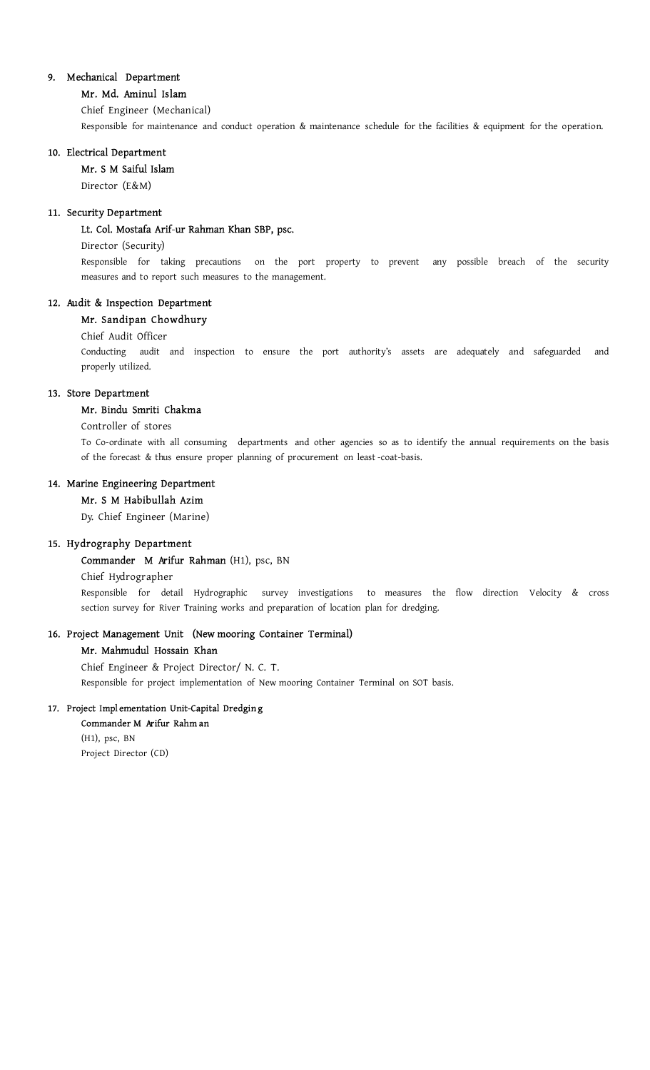9. **Mechanical Department**

   **Mr. Md. Aminul Islam**

   Chief Engineer (Mechanical)

   Responsible for maintenance and conduct operation & maintenance schedule for the facilities & equipment for the operation.

10. **Electrical Department**

    **Mr. S M Saiful Islam**

    Director (E&M)

11. **Security Department**

    **Lt. Col. Mostafa Arif-ur Rahman Khan SBP, psc.**

    Director (Security)

    Responsible for taking precautions on the port property to prevent any possible breach of the security measures and to report such measures to the management.

12. **Audit & Inspection Department**

    **Mr. Sandipan Chowdhury**

    Chief Audit Officer

    Conducting audit and inspection to ensure the port authority's assets are adequately and safeguarded and properly utilized.

13. **Store Department**

    **Mr. Bindu Smriti Chakma**

    Controller of stores

    To Co-ordinate with all consuming departments and other agencies so as to identify the annual requirements on the basis of the forecast & thus ensure proper planning of procurement on least-coat-basis.

14. **Marine Engineering Department**

    **Mr. S M Habibullah Azim**

    Dy. Chief Engineer (Marine)

15. **Hydrography Department**

    **Commander M Arifur Rahman** (H1), psc, BN

    Chief Hydrographer

    Responsible for detail Hydrographic survey investigations to measures the flow direction Velocity & cross section survey for River Training works and preparation of location plan for dredging.

16. **Project Management Unit (New mooring Container Terminal)**

    **Mr. Mahmudul Hossain Khan**

    Chief Engineer & Project Director/ N. C. T.

    Responsible for project implementation of New mooring Container Terminal on SOT basis.

17. **Project Implementation Unit-Capital Dredging**

    **Commander M Arifur Rahman**

    (H1), psc, BN

    Project Director (CD)